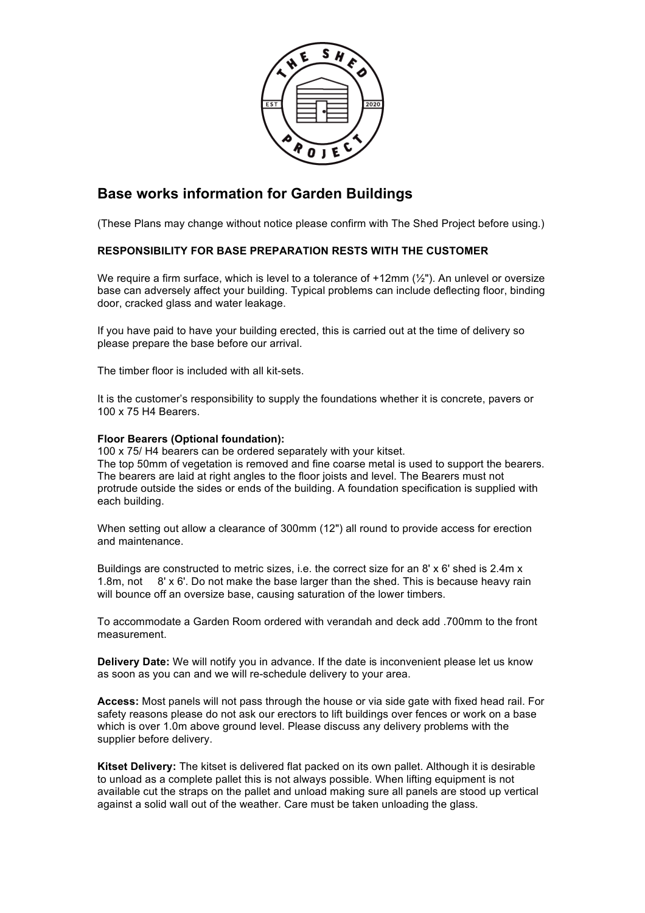## Base works information for Garden Buildings

(These Plans may change without notice please confirm with The Shed Project before using.)

**RESPONSIBILITY FOR BASE PREPARATION RESTS WITH THE CUSTOMER**

We require a firm surface, which is level to a tolerance of +12mm (½"). An unlevel or oversize base can adversely affect your building. Typical problems can include deflecting floor, binding door, cracked glass and water leakage.

If you have paid to have your building erected, this is carried out at the time of delivery so please prepare the base before our arrival.

The timber floor is included with all kit-sets.

It is the customer's responsibility to supply the foundations whether it is concrete, pavers or 100 x 75 H4 Bearers.

**Floor Bearers (Optional foundation):**
100 x 75/ H4 bearers can be ordered separately with your kitset.
The top 50mm of vegetation is removed and fine coarse metal is used to support the bearers. The bearers are laid at right angles to the floor joists and level. The Bearers must not protrude outside the sides or ends of the building. A foundation specification is supplied with each building.

When setting out allow a clearance of 300mm (12") all round to provide access for erection and maintenance.

Buildings are constructed to metric sizes, i.e. the correct size for an 8' x 6' shed is 2.4m x 1.8m, not 8' x 6'. Do not make the base larger than the shed. This is because heavy rain will bounce off an oversize base, causing saturation of the lower timbers.

To accommodate a Garden Room ordered with verandah and deck add .700mm to the front measurement.

**Delivery Date:** We will notify you in advance. If the date is inconvenient please let us know as soon as you can and we will re-schedule delivery to your area.

**Access:** Most panels will not pass through the house or via side gate with fixed head rail. For safety reasons please do not ask our erectors to lift buildings over fences or work on a base which is over 1.0m above ground level. Please discuss any delivery problems with the supplier before delivery.

**Kitset Delivery:** The kitset is delivered flat packed on its own pallet. Although it is desirable to unload as a complete pallet this is not always possible. When lifting equipment is not available cut the straps on the pallet and unload making sure all panels are stood up vertical against a solid wall out of the weather. Care must be taken unloading the glass.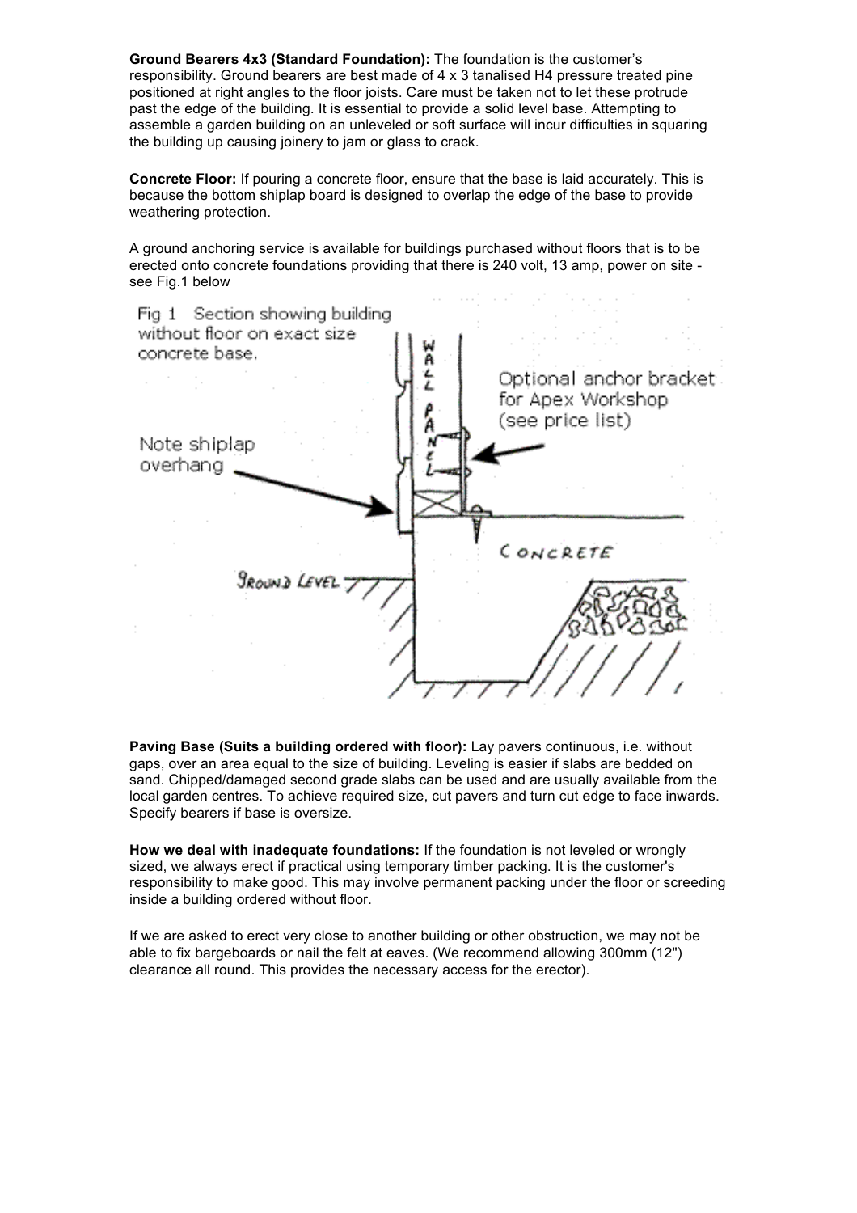**Ground Bearers 4x3 (Standard Foundation):** The foundation is the customer's responsibility. Ground bearers are best made of 4 x 3 tanalised H4 pressure treated pine positioned at right angles to the floor joists. Care must be taken not to let these protrude past the edge of the building. It is essential to provide a solid level base. Attempting to assemble a garden building on an unleveled or soft surface will incur difficulties in squaring the building up causing joinery to jam or glass to crack.

**Concrete Floor:** If pouring a concrete floor, ensure that the base is laid accurately. This is because the bottom shiplap board is designed to overlap the edge of the base to provide weathering protection.

A ground anchoring service is available for buildings purchased without floors that is to be erected onto concrete foundations providing that there is 240 volt, 13 amp, power on site - see Fig.1 below

Fig 1 Section showing building without floor on exact size concrete base.

WALL PANEL

Optional anchor bracket for Apex Workshop (see price list)

Note shiplap overhang

CONCRETE

GROUND LEVEL

**Paving Base (Suits a building ordered with floor):** Lay pavers continuous, i.e. without gaps, over an area equal to the size of building. Leveling is easier if slabs are bedded on sand. Chipped/damaged second grade slabs can be used and are usually available from the local garden centres. To achieve required size, cut pavers and turn cut edge to face inwards. Specify bearers if base is oversize.

**How we deal with inadequate foundations:** If the foundation is not leveled or wrongly sized, we always erect if practical using temporary timber packing. It is the customer's responsibility to make good. This may involve permanent packing under the floor or screeding inside a building ordered without floor.

If we are asked to erect very close to another building or other obstruction, we may not be able to fix bargeboards or nail the felt at eaves. (We recommend allowing 300mm (12") clearance all round. This provides the necessary access for the erector).